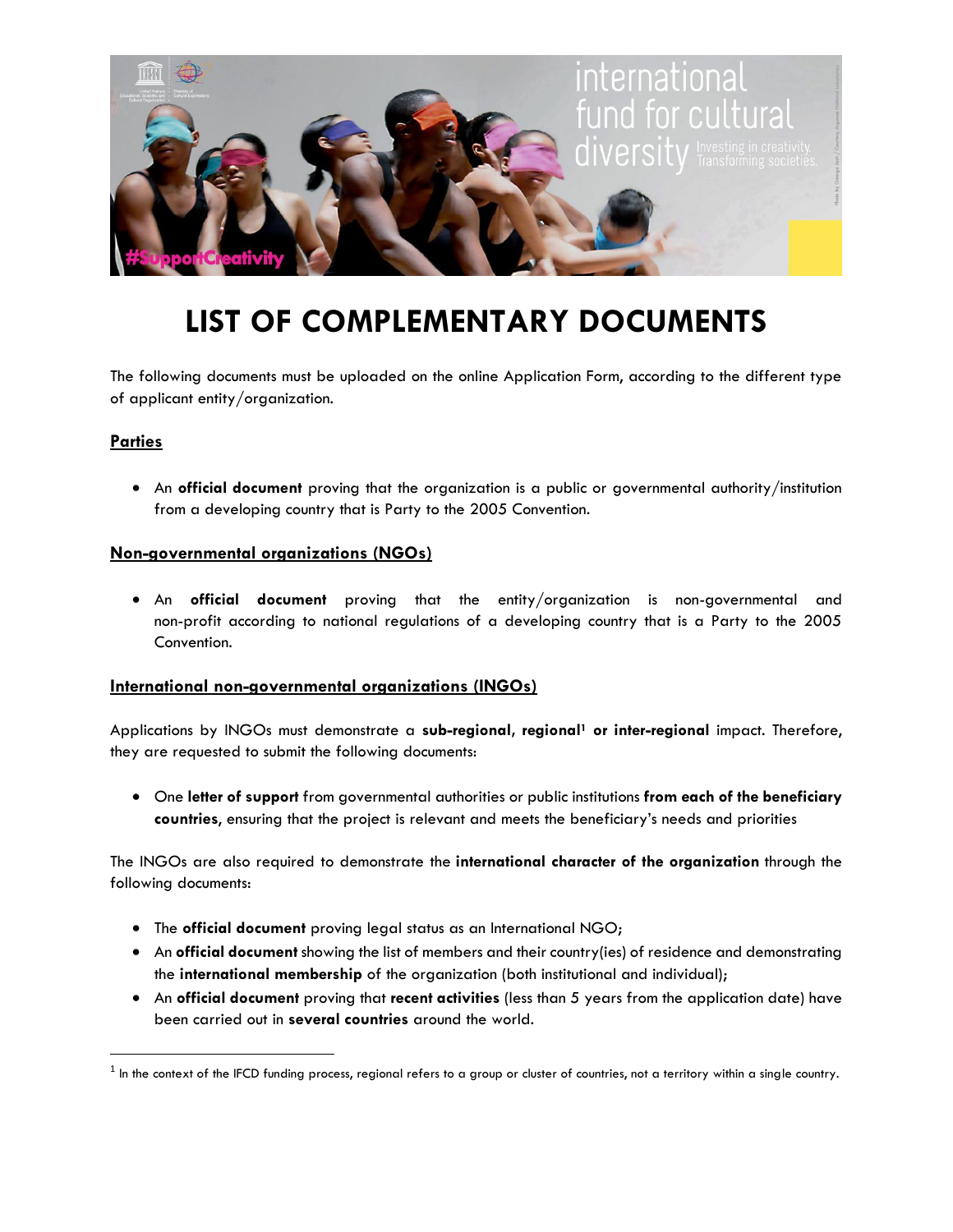# LIST OF COMPLEMENTARY DOCUMENTS

The following documents must be uploaded on the online Application Form, according to the different type of applicant entity/organization.

## Parties

- An **official document** proving that the organization is a public or governmental authority/institution from a developing country that is Party to the 2005 Convention.

## Non-governmental organizations (NGOs)

- An **official document** proving that the entity/organization is non-governmental and non-profit according to national regulations of a developing country that is a Party to the 2005 Convention.

## International non-governmental organizations (INGOs)

Applications by INGOs must demonstrate a **sub-regional, regional[1] or inter-regional** impact. Therefore, they are requested to submit the following documents:

- One **letter of support** from governmental authorities or public institutions **from each of the beneficiary countries,** ensuring that the project is relevant and meets the beneficiary's needs and priorities

The INGOs are also required to demonstrate the **international character of the organization** through the following documents:

- The **official document** proving legal status as an International NGO;
- An **official document** showing the list of members and their country(ies) of residence and demonstrating the **international membership** of the organization (both institutional and individual);
- An **official document** proving that **recent activities** (less than 5 years from the application date) have been carried out in **several countries** around the world.

---

[1] In the context of the IFCD funding process, regional refers to a group or cluster of countries, not a territory within a single country.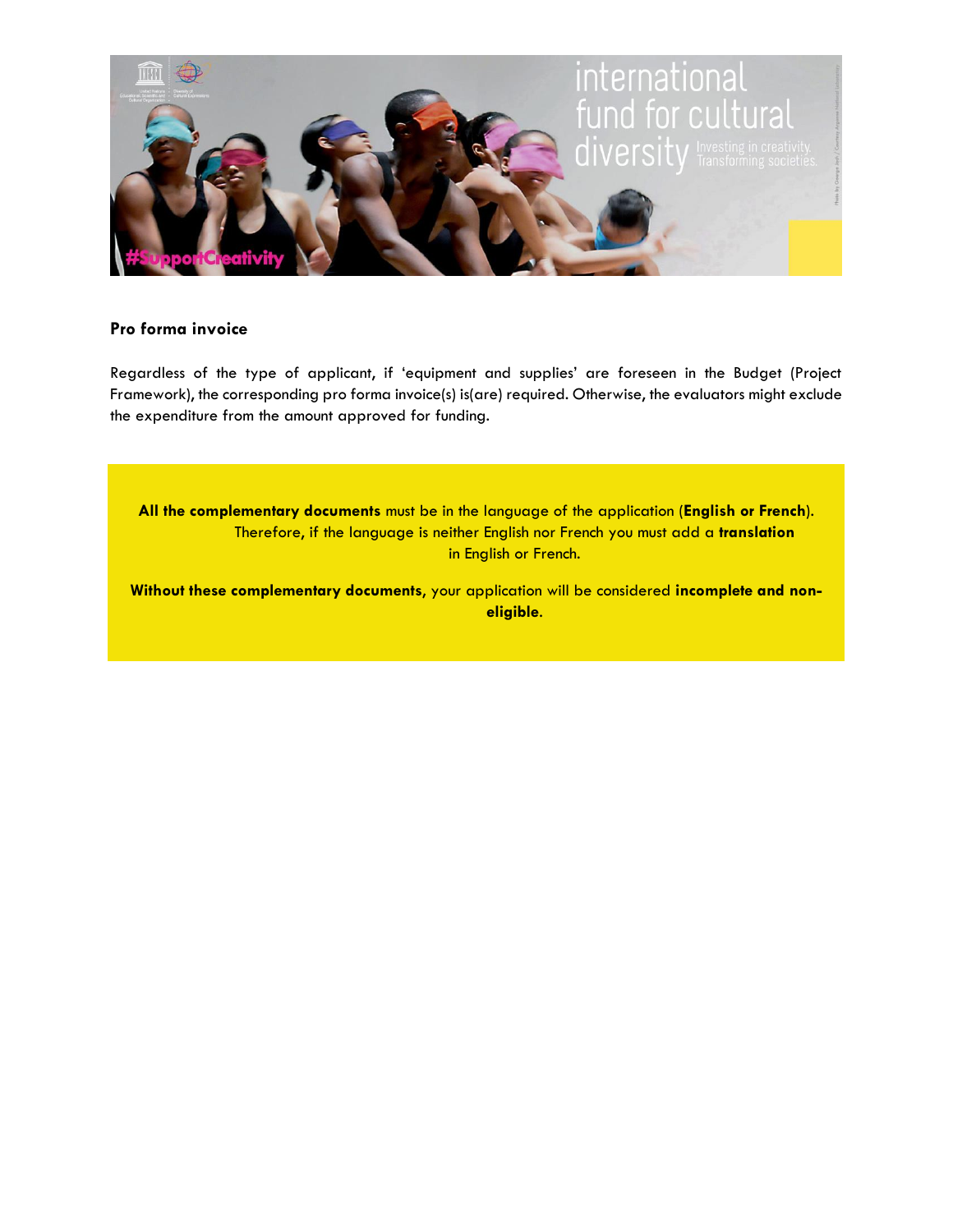### Pro forma invoice

Regardless of the type of applicant, if 'equipment and supplies' are foreseen in the Budget (Project Framework), the corresponding pro forma invoice(s) is(are) required. Otherwise, the evaluators might exclude the expenditure from the amount approved for funding.

**All the complementary documents** must be in the language of the application (**English or French**). Therefore, if the language is neither English nor French you must add a **translation** in English or French.

**Without these complementary documents**, your application will be considered **incomplete and non-eligible**.